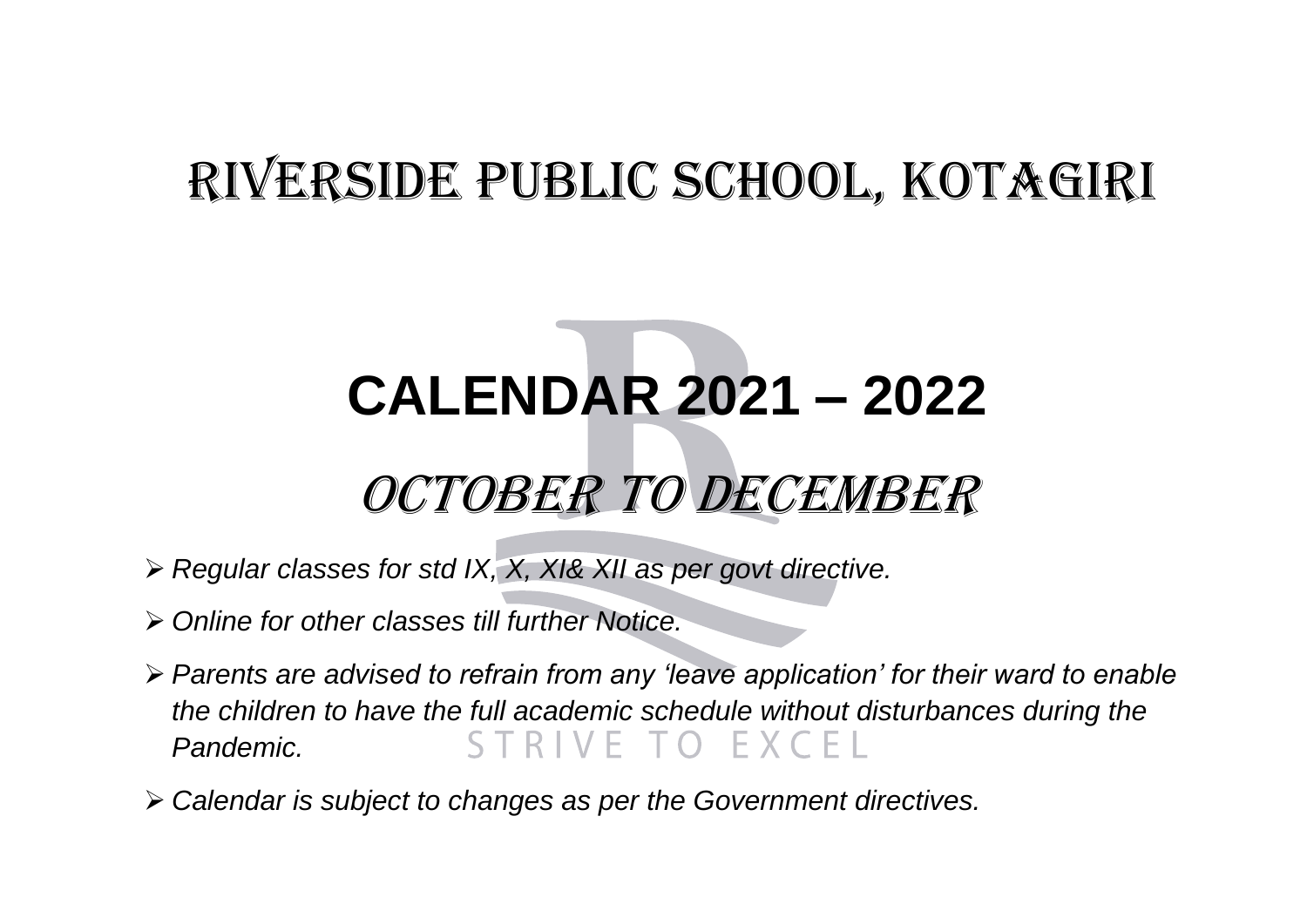# RIVERSIDE PUBLIC SCHOOL, KOTAGIRI

# CALENDAR 2021 – 2022

## *OCTOBER TO DECEMBER*

- *Regular classes for std IX, X, XI& XII as per govt directive.*
- *Online for other classes till further Notice.*
- *Parents are advised to refrain from any 'leave application' for their ward to enable the children to have the full academic schedule without disturbances during the Pandemic.*
- *Calendar is subject to changes as per the Government directives.*

STRIVE TO EXCEL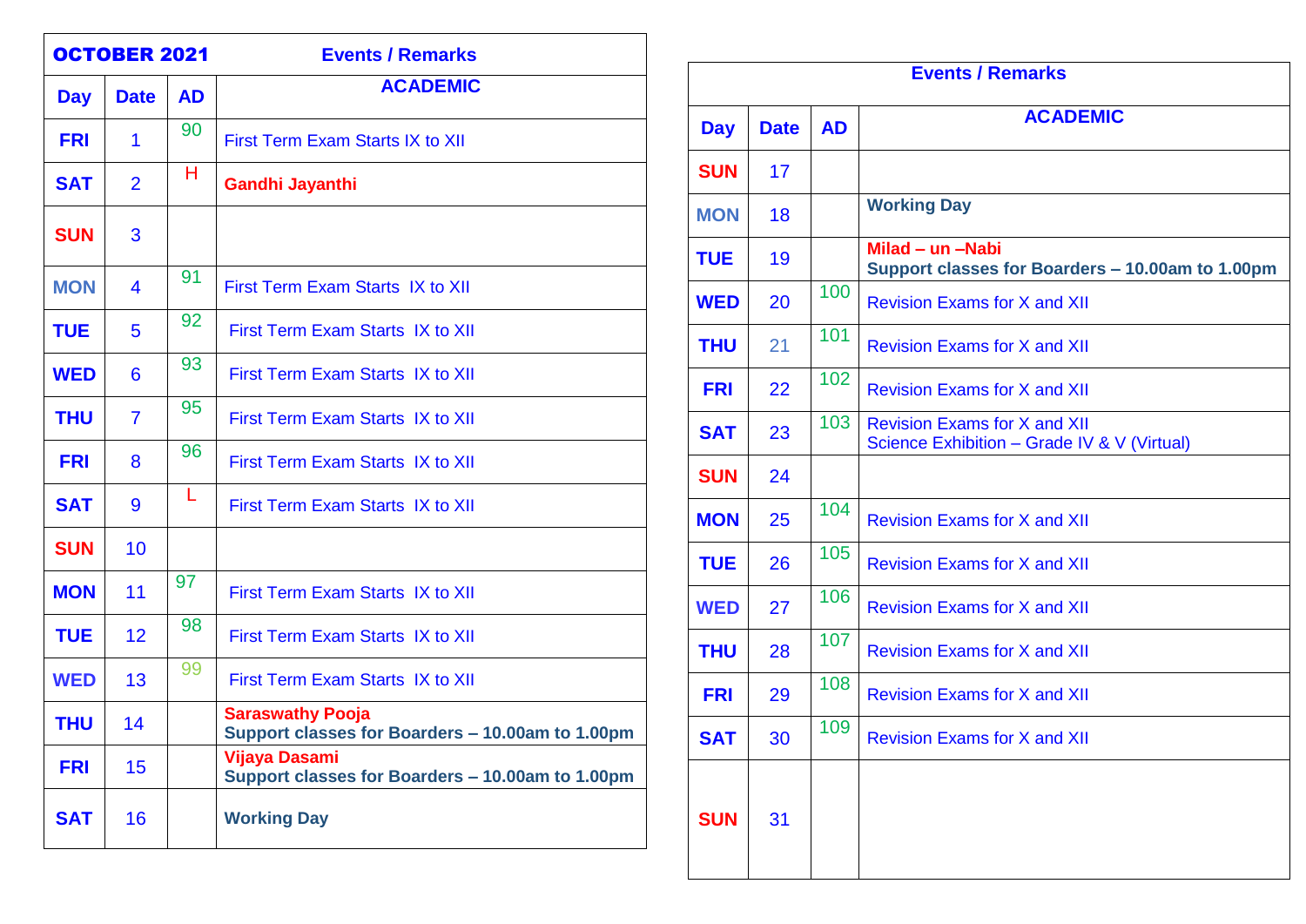| OCTOBER 2021 | | | Events / Remarks |
|---|---|---|---|
| **Day** | **Date** | **AD** | **ACADEMIC** |
| **FRI** | 1 | 90 | First Term Exam Starts IX to XII |
| **SAT** | 2 | H | **Gandhi Jayanthi** |
| **SUN** | 3 | | |
| **MON** | 4 | 91 | First Term Exam Starts IX to XII |
| **TUE** | 5 | 92 | First Term Exam Starts IX to XII |
| **WED** | 6 | 93 | First Term Exam Starts IX to XII |
| **THU** | 7 | 95 | First Term Exam Starts IX to XII |
| **FRI** | 8 | 96 | First Term Exam Starts IX to XII |
| **SAT** | 9 | L | First Term Exam Starts IX to XII |
| **SUN** | 10 | | |
| **MON** | 11 | 97 | First Term Exam Starts IX to XII |
| **TUE** | 12 | 98 | First Term Exam Starts IX to XII |
| **WED** | 13 | 99 | First Term Exam Starts IX to XII |
| **THU** | 14 | | **Saraswathy Pooja**<br>**Support classes for Boarders – 10.00am to 1.00pm** |
| **FRI** | 15 | | **Vijaya Dasami**<br>**Support classes for Boarders – 10.00am to 1.00pm** |
| **SAT** | 16 | | **Working Day** |

| Events / Remarks | | | |
|---|---|---|---|
| **Day** | **Date** | **AD** | **ACADEMIC** |
| **SUN** | 17 | | |
| **MON** | 18 | | **Working Day** |
| **TUE** | 19 | | **Milad – un –Nabi**<br>**Support classes for Boarders – 10.00am to 1.00pm** |
| **WED** | 20 | 100 | Revision Exams for X and XII |
| **THU** | 21 | 101 | Revision Exams for X and XII |
| **FRI** | 22 | 102 | Revision Exams for X and XII |
| **SAT** | 23 | 103 | Revision Exams for X and XII<br>Science Exhibition – Grade IV & V (Virtual) |
| **SUN** | 24 | | |
| **MON** | 25 | 104 | Revision Exams for X and XII |
| **TUE** | 26 | 105 | Revision Exams for X and XII |
| **WED** | 27 | 106 | Revision Exams for X and XII |
| **THU** | 28 | 107 | Revision Exams for X and XII |
| **FRI** | 29 | 108 | Revision Exams for X and XII |
| **SAT** | 30 | 109 | Revision Exams for X and XII |
| **SUN** | 31 | | |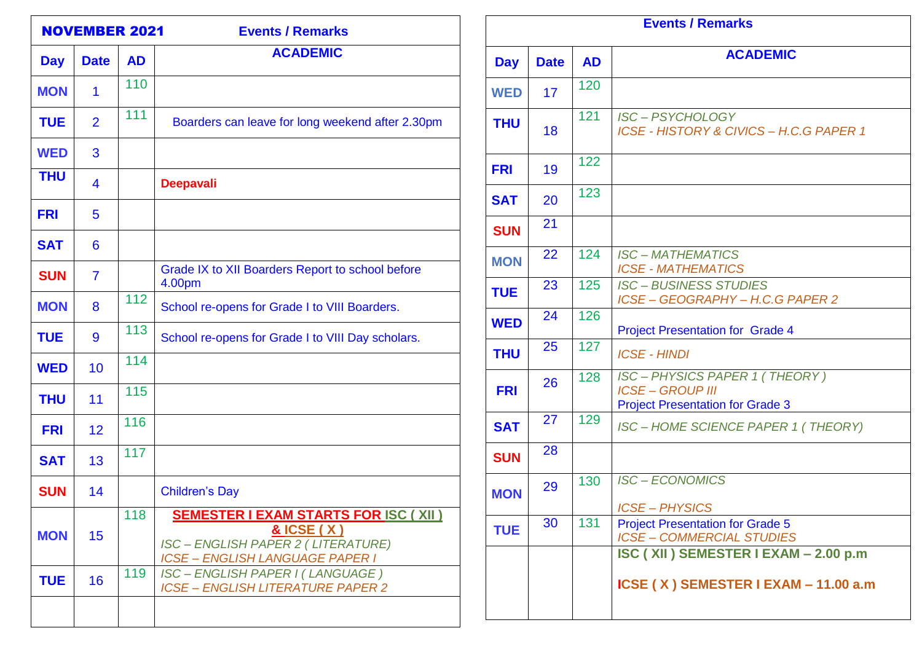| NOVEMBER 2021 | | | Events / Remarks |
|---|---|---|---|
| **Day** | **Date** | **AD** | **ACADEMIC** |
| MON | 1 | 110 | |
| TUE | 2 | 111 | Boarders can leave for long weekend after 2.30pm |
| WED | 3 | | |
| THU | 4 | | **Deepavali** |
| FRI | 5 | | |
| SAT | 6 | | |
| SUN | 7 | | Grade IX to XII Boarders Report to school before 4.00pm |
| MON | 8 | 112 | School re-opens for Grade I to VIII Boarders. |
| TUE | 9 | 113 | School re-opens for Grade I to VIII Day scholars. |
| WED | 10 | 114 | |
| THU | 11 | 115 | |
| FRI | 12 | 116 | |
| SAT | 13 | 117 | |
| SUN | 14 | | Children's Day |
| MON | 15 | 118 | **SEMESTER I EXAM STARTS FOR ISC ( XII ) & ICSE ( X )**<br>*ISC – ENGLISH PAPER 2 ( LITERATURE)*<br>*ICSE – ENGLISH LANGUAGE PAPER I* |
| TUE | 16 | 119 | *ISC – ENGLISH PAPER I ( LANGUAGE )*<br>*ICSE – ENGLISH LITERATURE PAPER 2* |

| Events / Remarks | | | |
|---|---|---|---|
| **Day** | **Date** | **AD** | **ACADEMIC** |
| WED | 17 | 120 | |
| THU | 18 | 121 | *ISC – PSYCHOLOGY*<br>*ICSE - HISTORY & CIVICS – H.C.G PAPER 1* |
| FRI | 19 | 122 | |
| SAT | 20 | 123 | |
| SUN | 21 | | |
| MON | 22 | 124 | *ISC – MATHEMATICS*<br>*ICSE - MATHEMATICS* |
| TUE | 23 | 125 | *ISC – BUSINESS STUDIES*<br>*ICSE – GEOGRAPHY – H.C.G PAPER 2* |
| WED | 24 | 126 | Project Presentation for Grade 4 |
| THU | 25 | 127 | *ICSE - HINDI* |
| FRI | 26 | 128 | *ISC – PHYSICS PAPER 1 ( THEORY )*<br>*ICSE – GROUP III*<br>Project Presentation for Grade 3 |
| SAT | 27 | 129 | *ISC – HOME SCIENCE PAPER 1 ( THEORY)* |
| SUN | 28 | | |
| MON | 29 | 130 | *ISC – ECONOMICS*<br>*ICSE – PHYSICS* |
| TUE | 30 | 131 | Project Presentation for Grade 5<br>*ICSE – COMMERCIAL STUDIES* |
| | | | **ISC ( XII ) SEMESTER I EXAM – 2.00 p.m**<br>**ICSE ( X ) SEMESTER I EXAM – 11.00 a.m** |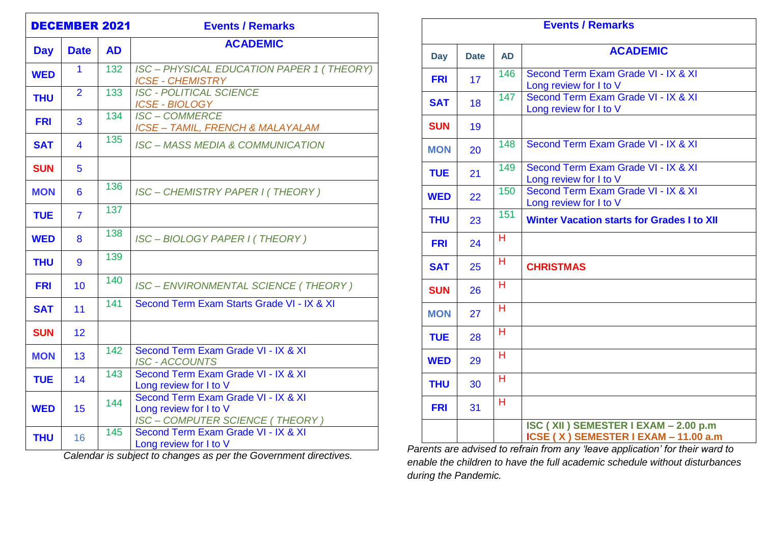| DECEMBER 2021 | | | Events / Remarks |
|---|---|---|---|
| **Day** | **Date** | **AD** | **ACADEMIC** |
| **WED** | 1 | 132 | *ISC – PHYSICAL EDUCATION PAPER 1 ( THEORY)*<br>*ICSE - CHEMISTRY* |
| **THU** | 2 | 133 | *ISC - POLITICAL SCIENCE*<br>*ICSE - BIOLOGY* |
| **FRI** | 3 | 134 | *ISC – COMMERCE*<br>*ICSE – TAMIL, FRENCH & MALAYALAM* |
| **SAT** | 4 | 135 | *ISC – MASS MEDIA & COMMUNICATION* |
| **SUN** | 5 | | |
| **MON** | 6 | 136 | *ISC – CHEMISTRY PAPER I ( THEORY )* |
| **TUE** | 7 | 137 | |
| **WED** | 8 | 138 | *ISC – BIOLOGY PAPER I ( THEORY )* |
| **THU** | 9 | 139 | |
| **FRI** | 10 | 140 | *ISC – ENVIRONMENTAL SCIENCE ( THEORY )* |
| **SAT** | 11 | 141 | Second Term Exam Starts Grade VI - IX & XI |
| **SUN** | 12 | | |
| **MON** | 13 | 142 | Second Term Exam Grade VI - IX & XI<br>*ISC - ACCOUNTS* |
| **TUE** | 14 | 143 | Second Term Exam Grade VI - IX & XI<br>Long review for I to V |
| **WED** | 15 | 144 | Second Term Exam Grade VI - IX & XI<br>Long review for I to V<br>*ISC – COMPUTER SCIENCE ( THEORY )* |
| **THU** | 16 | 145 | Second Term Exam Grade VI - IX & XI<br>Long review for I to V |

*Calendar is subject to changes as per the Government directives.*

| | | | Events / Remarks |
|---|---|---|---|
| **Day** | **Date** | **AD** | **ACADEMIC** |
| **FRI** | 17 | 146 | Second Term Exam Grade VI - IX & XI<br>Long review for I to V |
| **SAT** | 18 | 147 | Second Term Exam Grade VI - IX & XI<br>Long review for I to V |
| **SUN** | 19 | | |
| **MON** | 20 | 148 | Second Term Exam Grade VI - IX & XI |
| **TUE** | 21 | 149 | Second Term Exam Grade VI - IX & XI<br>Long review for I to V |
| **WED** | 22 | 150 | Second Term Exam Grade VI - IX & XI<br>Long review for I to V |
| **THU** | 23 | 151 | **Winter Vacation starts for Grades I to XII** |
| **FRI** | 24 | H | |
| **SAT** | 25 | H | **CHRISTMAS** |
| **SUN** | 26 | H | |
| **MON** | 27 | H | |
| **TUE** | 28 | H | |
| **WED** | 29 | H | |
| **THU** | 30 | H | |
| **FRI** | 31 | H | |
| | | | **ISC ( XII ) SEMESTER I EXAM – 2.00 p.m**<br>**ICSE ( X ) SEMESTER I EXAM – 11.00 a.m** |

*Parents are advised to refrain from any 'leave application' for their ward to enable the children to have the full academic schedule without disturbances during the Pandemic.*